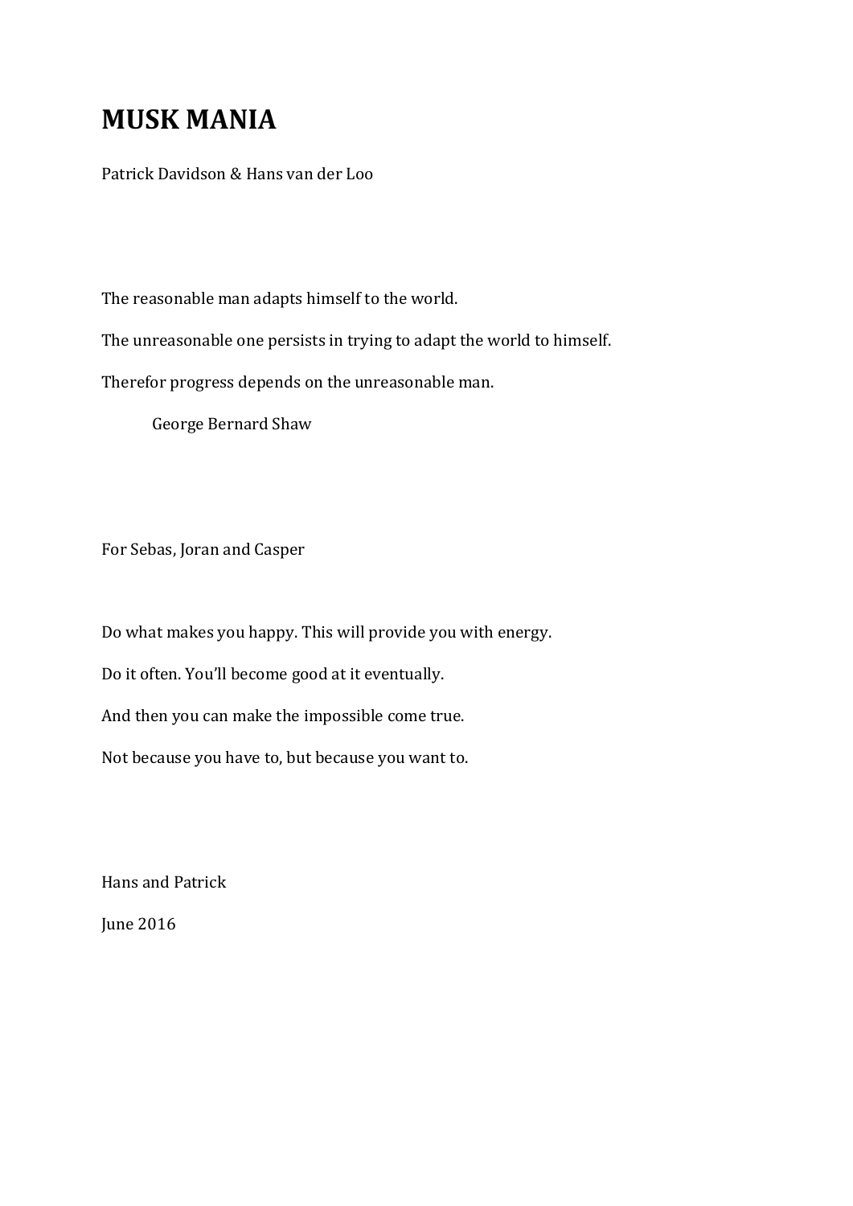# MUSK MANIA

Patrick Davidson & Hans van der Loo

The reasonable man adapts himself to the world.

The unreasonable one persists in trying to adapt the world to himself.

Therefor progress depends on the unreasonable man.

George Bernard Shaw

For Sebas, Joran and Casper

Do what makes you happy. This will provide you with energy.

Do it often. You'll become good at it eventually.

And then you can make the impossible come true.

Not because you have to, but because you want to.

Hans and Patrick

June 2016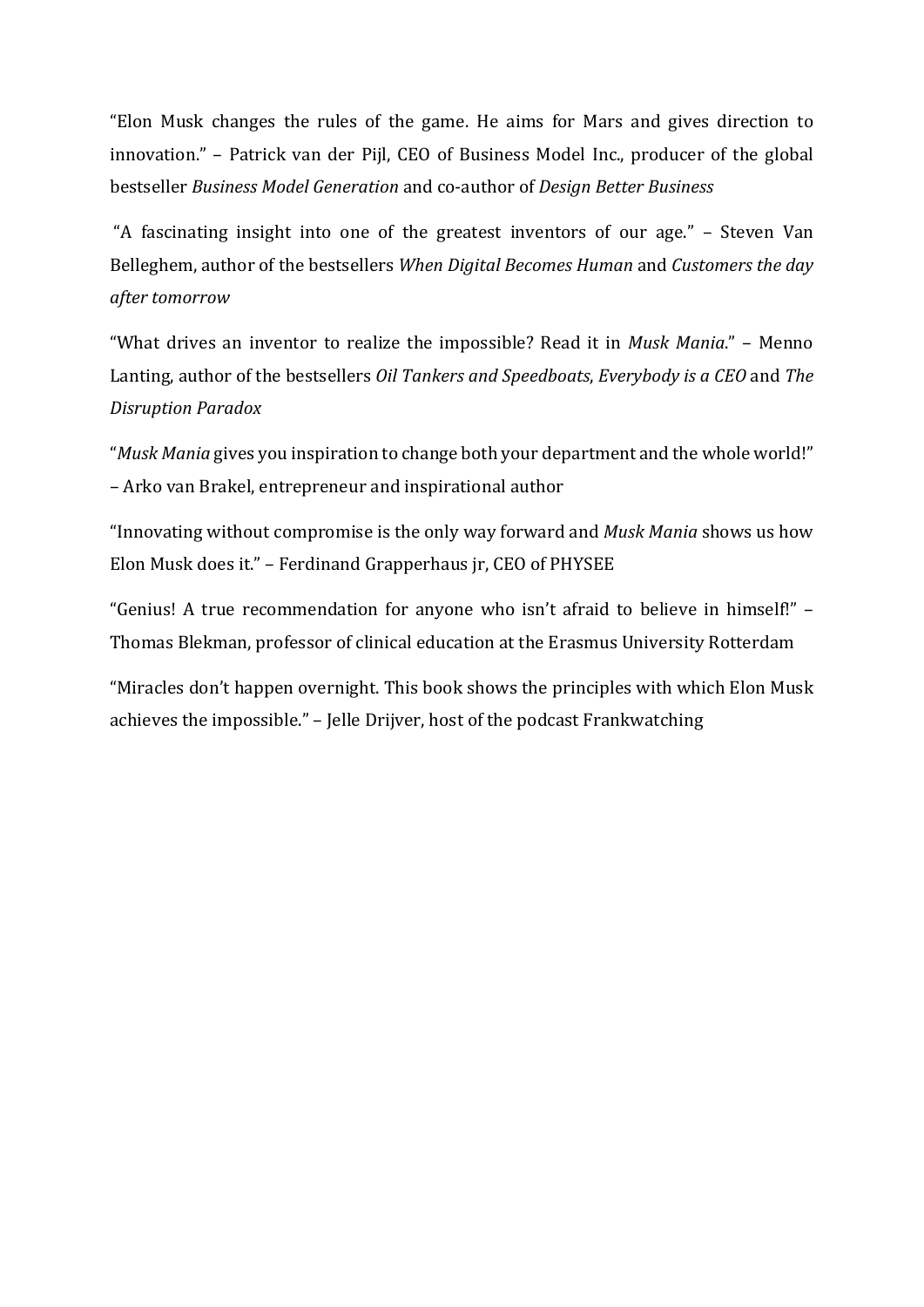"Elon Musk changes the rules of the game. He aims for Mars and gives direction to innovation." – Patrick van der Pijl, CEO of Business Model Inc., producer of the global bestseller *Business Model Generation* and co-author of *Design Better Business*

"A fascinating insight into one of the greatest inventors of our age." – Steven Van Belleghem, author of the bestsellers *When Digital Becomes Human* and *Customers the day after tomorrow*

"What drives an inventor to realize the impossible? Read it in *Musk Mania*." – Menno Lanting, author of the bestsellers *Oil Tankers and Speedboats*, *Everybody is a CEO* and *The Disruption Paradox*

"*Musk Mania* gives you inspiration to change both your department and the whole world!" – Arko van Brakel, entrepreneur and inspirational author

"Innovating without compromise is the only way forward and *Musk Mania* shows us how Elon Musk does it." – Ferdinand Grapperhaus jr, CEO of PHYSEE

"Genius! A true recommendation for anyone who isn't afraid to believe in himself!" – Thomas Blekman, professor of clinical education at the Erasmus University Rotterdam

"Miracles don't happen overnight. This book shows the principles with which Elon Musk achieves the impossible." – Jelle Drijver, host of the podcast Frankwatching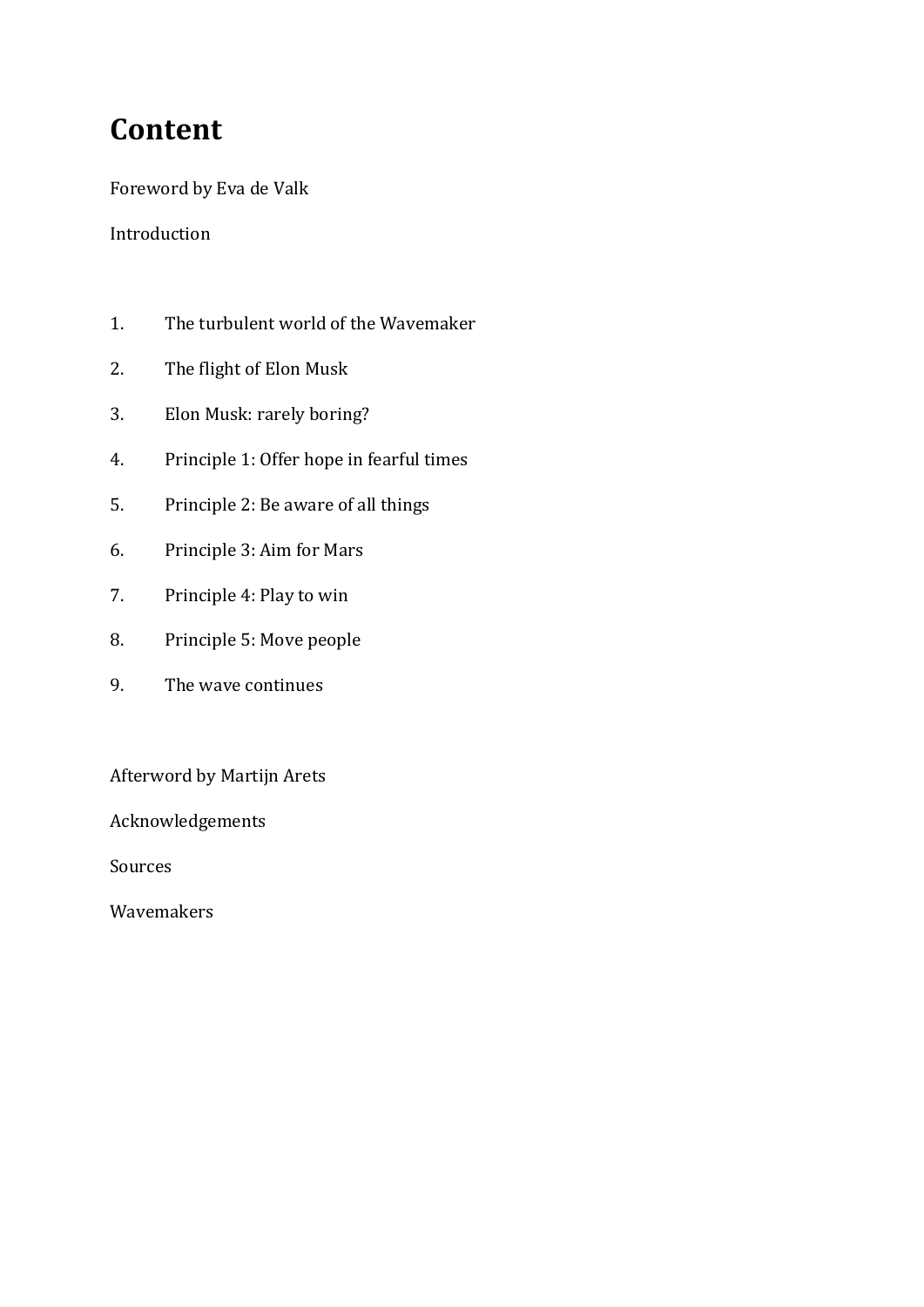# Content

Foreword by Eva de Valk

Introduction

1. The turbulent world of the Wavemaker
2. The flight of Elon Musk
3. Elon Musk: rarely boring?
4. Principle 1: Offer hope in fearful times
5. Principle 2: Be aware of all things
6. Principle 3: Aim for Mars
7. Principle 4: Play to win
8. Principle 5: Move people
9. The wave continues

Afterword by Martijn Arets

Acknowledgements

Sources

Wavemakers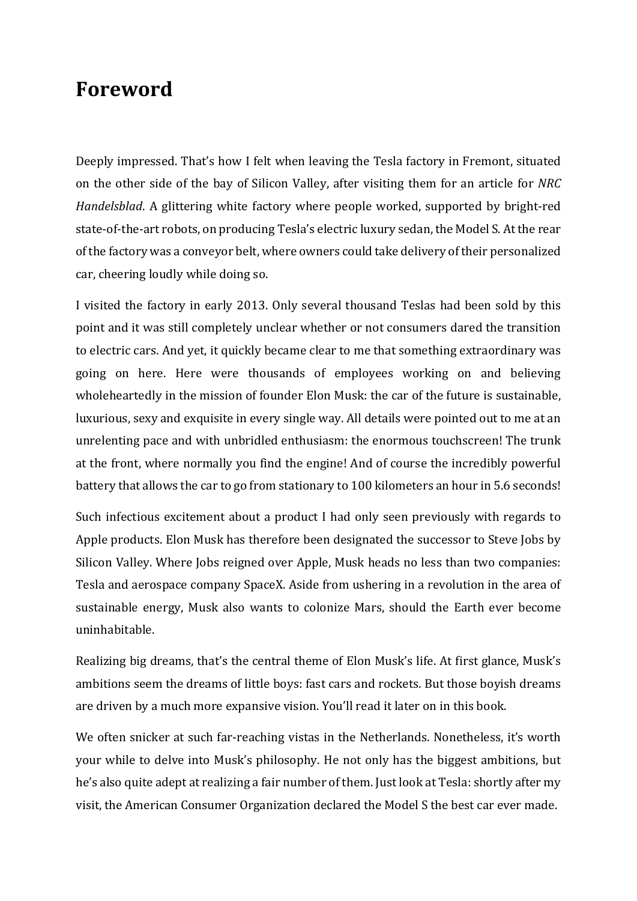# Foreword

Deeply impressed. That's how I felt when leaving the Tesla factory in Fremont, situated on the other side of the bay of Silicon Valley, after visiting them for an article for *NRC Handelsblad*. A glittering white factory where people worked, supported by bright-red state-of-the-art robots, on producing Tesla's electric luxury sedan, the Model S. At the rear of the factory was a conveyor belt, where owners could take delivery of their personalized car, cheering loudly while doing so.

I visited the factory in early 2013. Only several thousand Teslas had been sold by this point and it was still completely unclear whether or not consumers dared the transition to electric cars. And yet, it quickly became clear to me that something extraordinary was going on here. Here were thousands of employees working on and believing wholeheartedly in the mission of founder Elon Musk: the car of the future is sustainable, luxurious, sexy and exquisite in every single way. All details were pointed out to me at an unrelenting pace and with unbridled enthusiasm: the enormous touchscreen! The trunk at the front, where normally you find the engine! And of course the incredibly powerful battery that allows the car to go from stationary to 100 kilometers an hour in 5.6 seconds!

Such infectious excitement about a product I had only seen previously with regards to Apple products. Elon Musk has therefore been designated the successor to Steve Jobs by Silicon Valley. Where Jobs reigned over Apple, Musk heads no less than two companies: Tesla and aerospace company SpaceX. Aside from ushering in a revolution in the area of sustainable energy, Musk also wants to colonize Mars, should the Earth ever become uninhabitable.

Realizing big dreams, that's the central theme of Elon Musk's life. At first glance, Musk's ambitions seem the dreams of little boys: fast cars and rockets. But those boyish dreams are driven by a much more expansive vision. You'll read it later on in this book.

We often snicker at such far-reaching vistas in the Netherlands. Nonetheless, it's worth your while to delve into Musk's philosophy. He not only has the biggest ambitions, but he's also quite adept at realizing a fair number of them. Just look at Tesla: shortly after my visit, the American Consumer Organization declared the Model S the best car ever made.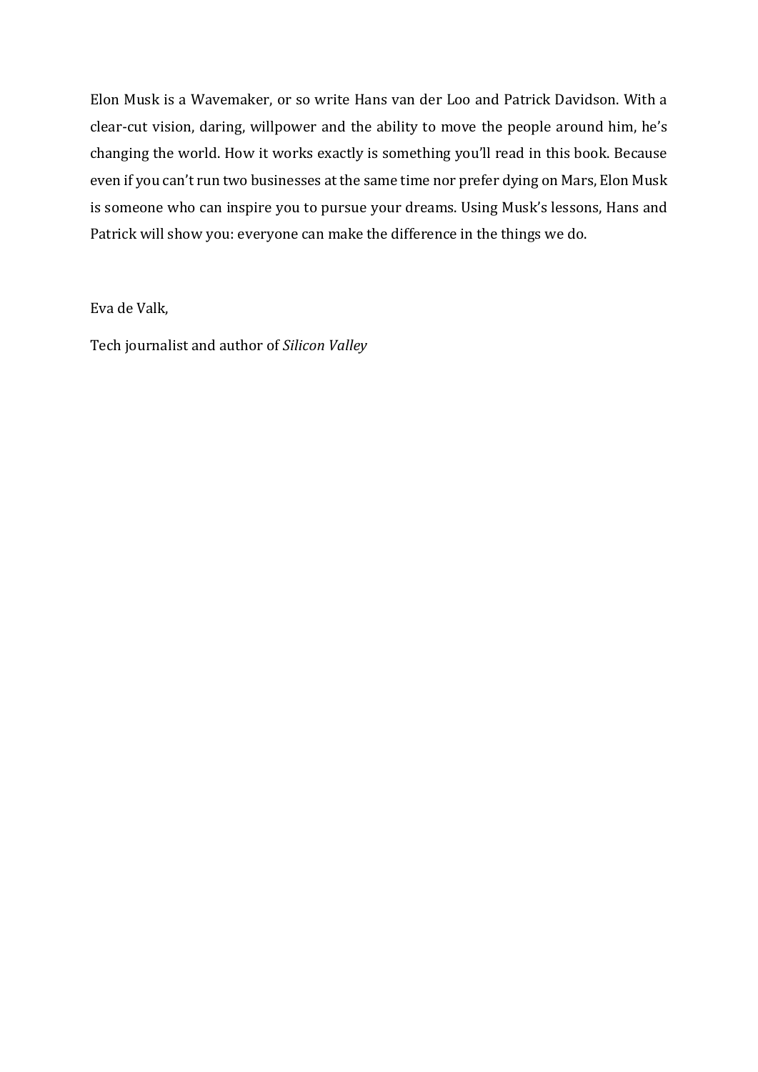Elon Musk is a Wavemaker, or so write Hans van der Loo and Patrick Davidson. With a clear-cut vision, daring, willpower and the ability to move the people around him, he's changing the world. How it works exactly is something you'll read in this book. Because even if you can't run two businesses at the same time nor prefer dying on Mars, Elon Musk is someone who can inspire you to pursue your dreams. Using Musk's lessons, Hans and Patrick will show you: everyone can make the difference in the things we do.

Eva de Valk,

Tech journalist and author of *Silicon Valley*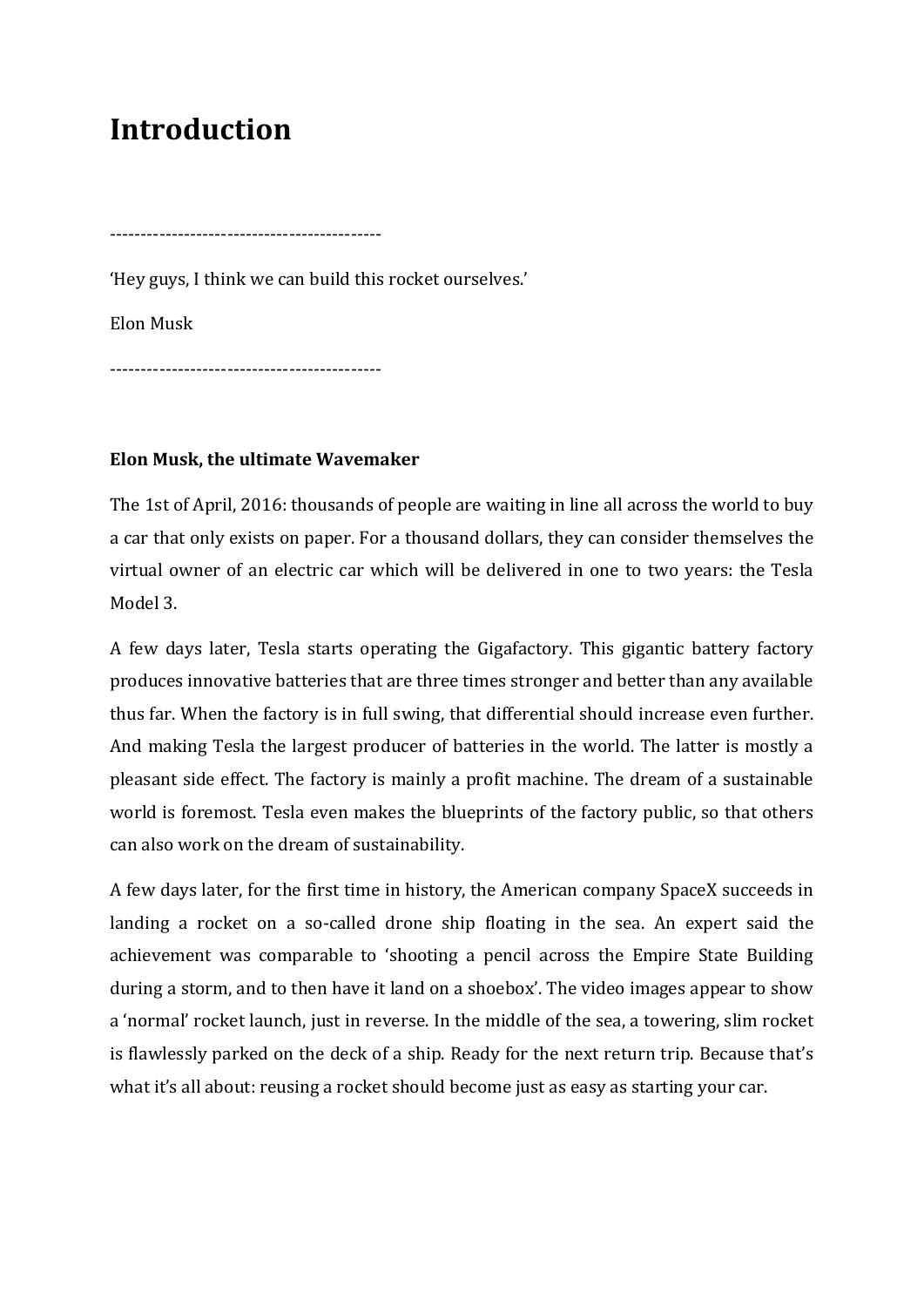# Introduction

--------------------------------------------

'Hey guys, I think we can build this rocket ourselves.'

Elon Musk

--------------------------------------------

**Elon Musk, the ultimate Wavemaker**

The 1st of April, 2016: thousands of people are waiting in line all across the world to buy a car that only exists on paper. For a thousand dollars, they can consider themselves the virtual owner of an electric car which will be delivered in one to two years: the Tesla Model 3.

A few days later, Tesla starts operating the Gigafactory. This gigantic battery factory produces innovative batteries that are three times stronger and better than any available thus far. When the factory is in full swing, that differential should increase even further. And making Tesla the largest producer of batteries in the world. The latter is mostly a pleasant side effect. The factory is mainly a profit machine. The dream of a sustainable world is foremost. Tesla even makes the blueprints of the factory public, so that others can also work on the dream of sustainability.

A few days later, for the first time in history, the American company SpaceX succeeds in landing a rocket on a so-called drone ship floating in the sea. An expert said the achievement was comparable to 'shooting a pencil across the Empire State Building during a storm, and to then have it land on a shoebox'. The video images appear to show a 'normal' rocket launch, just in reverse. In the middle of the sea, a towering, slim rocket is flawlessly parked on the deck of a ship. Ready for the next return trip. Because that's what it's all about: reusing a rocket should become just as easy as starting your car.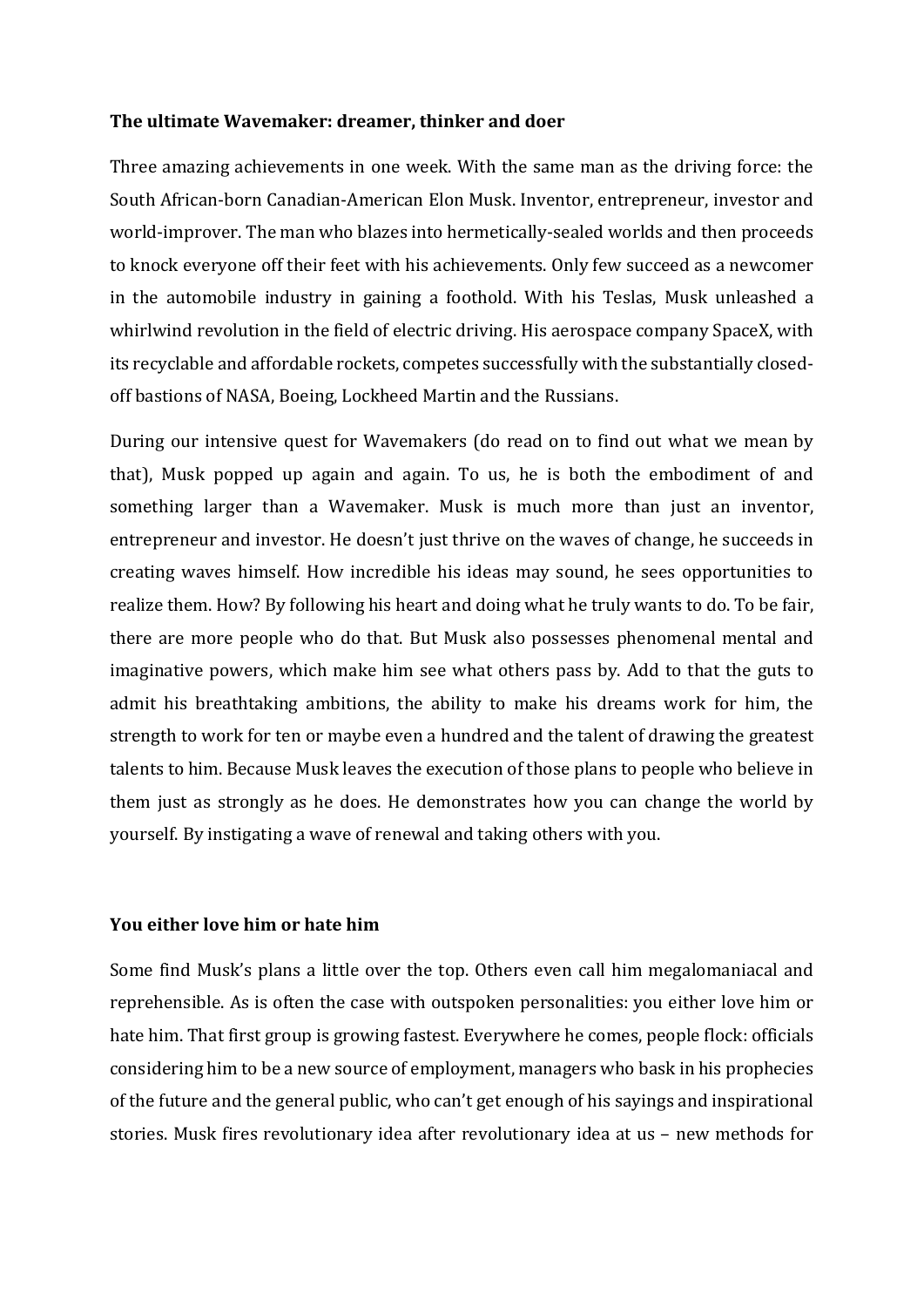**The ultimate Wavemaker: dreamer, thinker and doer**

Three amazing achievements in one week. With the same man as the driving force: the South African-born Canadian-American Elon Musk. Inventor, entrepreneur, investor and world-improver. The man who blazes into hermetically-sealed worlds and then proceeds to knock everyone off their feet with his achievements. Only few succeed as a newcomer in the automobile industry in gaining a foothold. With his Teslas, Musk unleashed a whirlwind revolution in the field of electric driving. His aerospace company SpaceX, with its recyclable and affordable rockets, competes successfully with the substantially closed-off bastions of NASA, Boeing, Lockheed Martin and the Russians.

During our intensive quest for Wavemakers (do read on to find out what we mean by that), Musk popped up again and again. To us, he is both the embodiment of and something larger than a Wavemaker. Musk is much more than just an inventor, entrepreneur and investor. He doesn't just thrive on the waves of change, he succeeds in creating waves himself. How incredible his ideas may sound, he sees opportunities to realize them. How? By following his heart and doing what he truly wants to do. To be fair, there are more people who do that. But Musk also possesses phenomenal mental and imaginative powers, which make him see what others pass by. Add to that the guts to admit his breathtaking ambitions, the ability to make his dreams work for him, the strength to work for ten or maybe even a hundred and the talent of drawing the greatest talents to him. Because Musk leaves the execution of those plans to people who believe in them just as strongly as he does. He demonstrates how you can change the world by yourself. By instigating a wave of renewal and taking others with you.

**You either love him or hate him**

Some find Musk's plans a little over the top. Others even call him megalomaniacal and reprehensible. As is often the case with outspoken personalities: you either love him or hate him. That first group is growing fastest. Everywhere he comes, people flock: officials considering him to be a new source of employment, managers who bask in his prophecies of the future and the general public, who can't get enough of his sayings and inspirational stories. Musk fires revolutionary idea after revolutionary idea at us – new methods for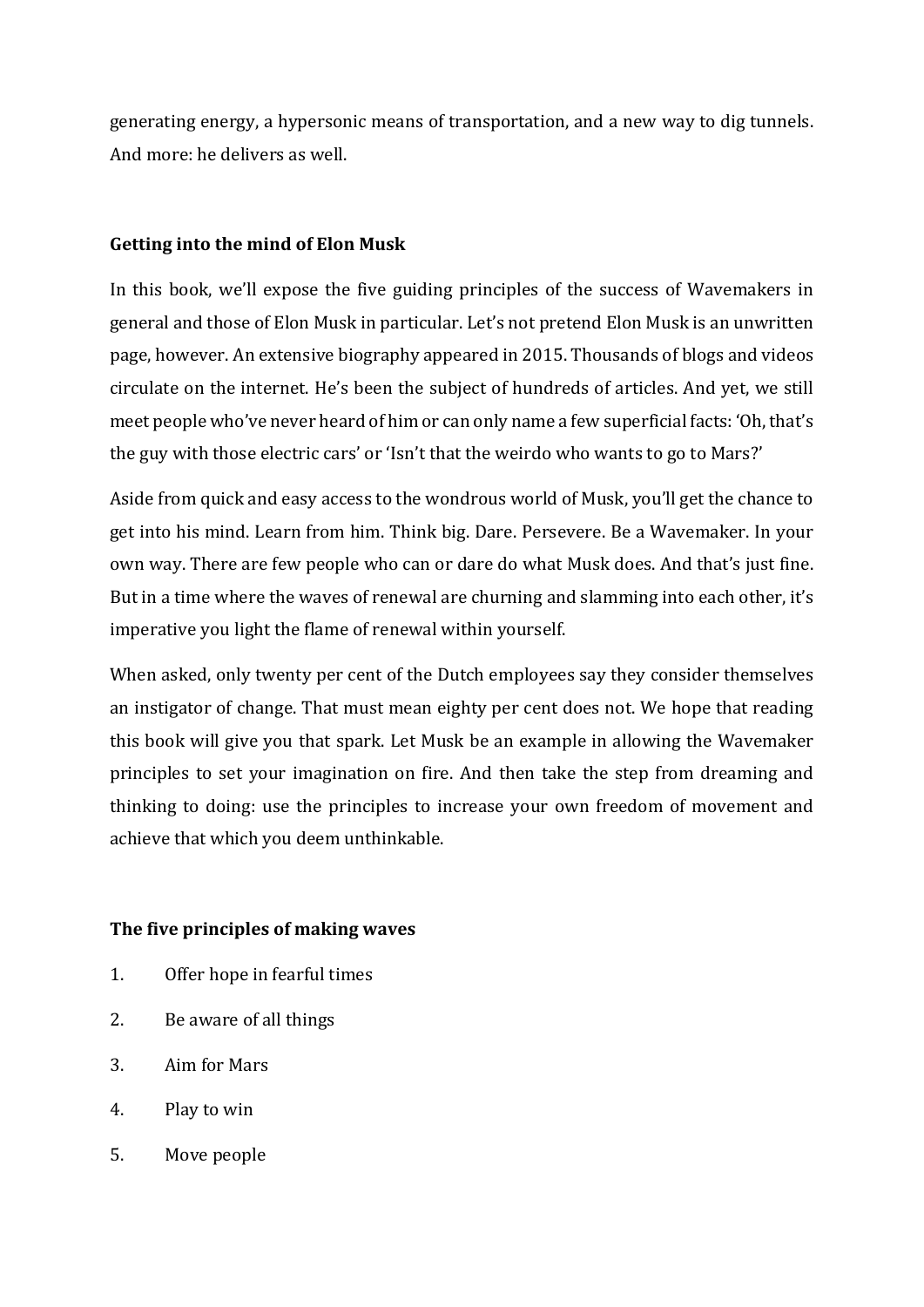generating energy, a hypersonic means of transportation, and a new way to dig tunnels. And more: he delivers as well.

## Getting into the mind of Elon Musk

In this book, we'll expose the five guiding principles of the success of Wavemakers in general and those of Elon Musk in particular. Let's not pretend Elon Musk is an unwritten page, however. An extensive biography appeared in 2015. Thousands of blogs and videos circulate on the internet. He's been the subject of hundreds of articles. And yet, we still meet people who've never heard of him or can only name a few superficial facts: 'Oh, that's the guy with those electric cars' or 'Isn't that the weirdo who wants to go to Mars?'

Aside from quick and easy access to the wondrous world of Musk, you'll get the chance to get into his mind. Learn from him. Think big. Dare. Persevere. Be a Wavemaker. In your own way. There are few people who can or dare do what Musk does. And that's just fine. But in a time where the waves of renewal are churning and slamming into each other, it's imperative you light the flame of renewal within yourself.

When asked, only twenty per cent of the Dutch employees say they consider themselves an instigator of change. That must mean eighty per cent does not. We hope that reading this book will give you that spark. Let Musk be an example in allowing the Wavemaker principles to set your imagination on fire. And then take the step from dreaming and thinking to doing: use the principles to increase your own freedom of movement and achieve that which you deem unthinkable.

## The five principles of making waves

1. Offer hope in fearful times
2. Be aware of all things
3. Aim for Mars
4. Play to win
5. Move people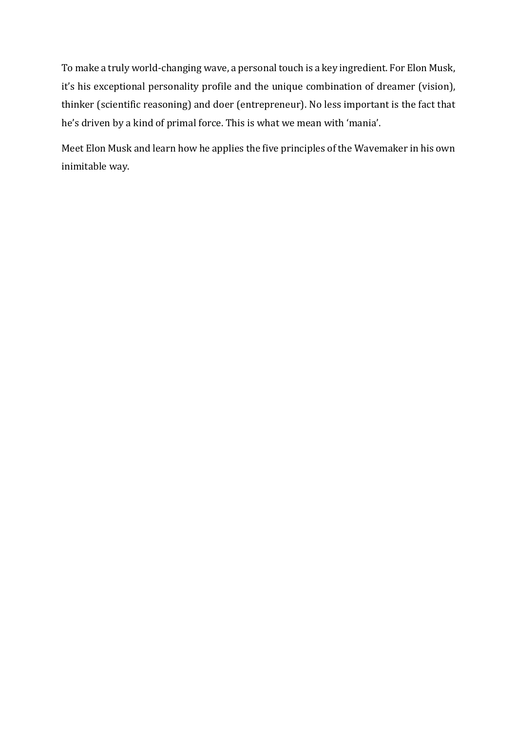To make a truly world-changing wave, a personal touch is a key ingredient. For Elon Musk, it's his exceptional personality profile and the unique combination of dreamer (vision), thinker (scientific reasoning) and doer (entrepreneur). No less important is the fact that he's driven by a kind of primal force. This is what we mean with 'mania'.

Meet Elon Musk and learn how he applies the five principles of the Wavemaker in his own inimitable way.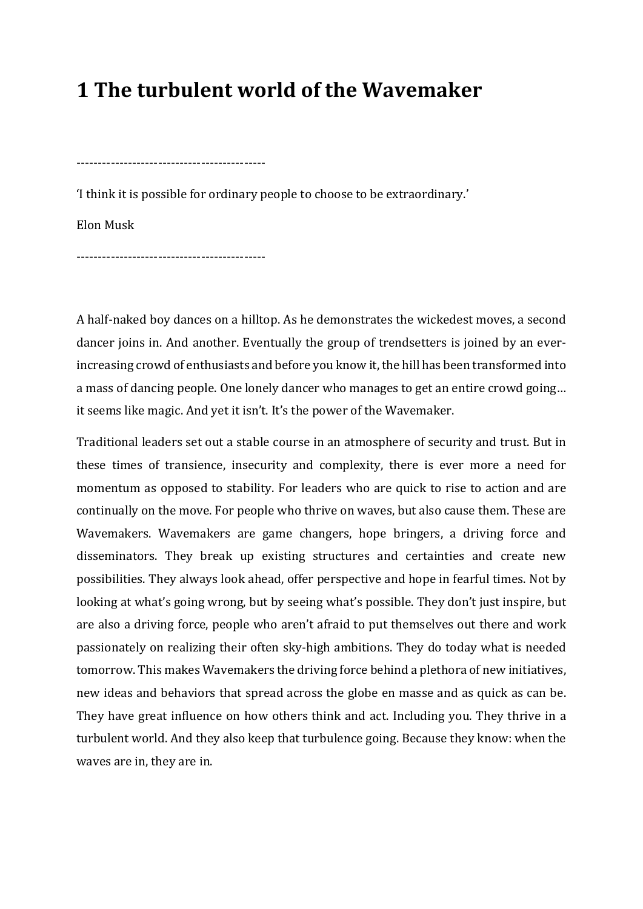# 1 The turbulent world of the Wavemaker

--------------------------------------------

'I think it is possible for ordinary people to choose to be extraordinary.'

Elon Musk

--------------------------------------------

A half-naked boy dances on a hilltop. As he demonstrates the wickedest moves, a second dancer joins in. And another. Eventually the group of trendsetters is joined by an ever-increasing crowd of enthusiasts and before you know it, the hill has been transformed into a mass of dancing people. One lonely dancer who manages to get an entire crowd going… it seems like magic. And yet it isn't. It's the power of the Wavemaker.

Traditional leaders set out a stable course in an atmosphere of security and trust. But in these times of transience, insecurity and complexity, there is ever more a need for momentum as opposed to stability. For leaders who are quick to rise to action and are continually on the move. For people who thrive on waves, but also cause them. These are Wavemakers. Wavemakers are game changers, hope bringers, a driving force and disseminators. They break up existing structures and certainties and create new possibilities. They always look ahead, offer perspective and hope in fearful times. Not by looking at what's going wrong, but by seeing what's possible. They don't just inspire, but are also a driving force, people who aren't afraid to put themselves out there and work passionately on realizing their often sky-high ambitions. They do today what is needed tomorrow. This makes Wavemakers the driving force behind a plethora of new initiatives, new ideas and behaviors that spread across the globe en masse and as quick as can be. They have great influence on how others think and act. Including you. They thrive in a turbulent world. And they also keep that turbulence going. Because they know: when the waves are in, they are in.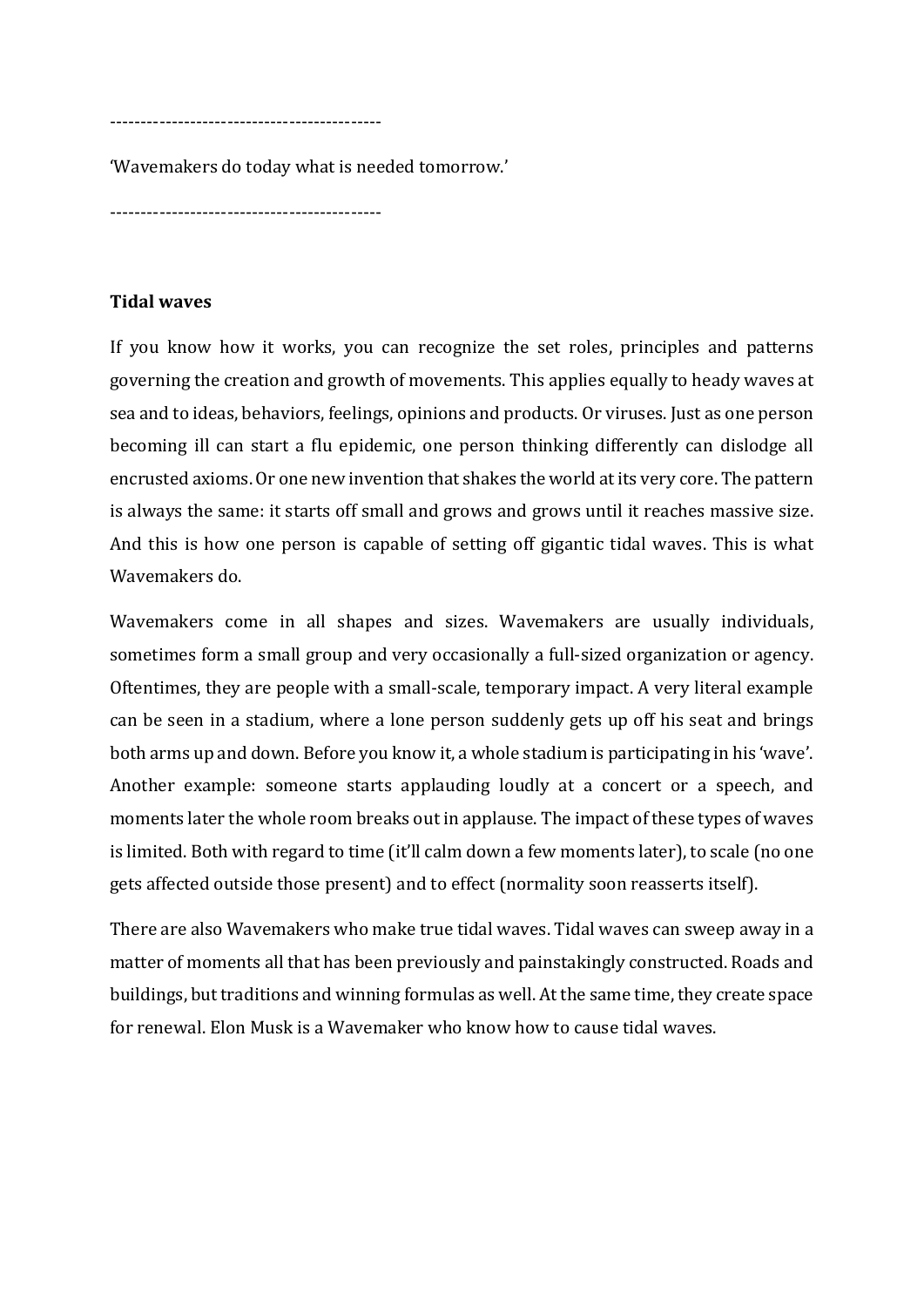--------------------------------------------

'Wavemakers do today what is needed tomorrow.'

--------------------------------------------

**Tidal waves**

If you know how it works, you can recognize the set roles, principles and patterns governing the creation and growth of movements. This applies equally to heady waves at sea and to ideas, behaviors, feelings, opinions and products. Or viruses. Just as one person becoming ill can start a flu epidemic, one person thinking differently can dislodge all encrusted axioms. Or one new invention that shakes the world at its very core. The pattern is always the same: it starts off small and grows and grows until it reaches massive size. And this is how one person is capable of setting off gigantic tidal waves. This is what Wavemakers do.

Wavemakers come in all shapes and sizes. Wavemakers are usually individuals, sometimes form a small group and very occasionally a full-sized organization or agency. Oftentimes, they are people with a small-scale, temporary impact. A very literal example can be seen in a stadium, where a lone person suddenly gets up off his seat and brings both arms up and down. Before you know it, a whole stadium is participating in his 'wave'. Another example: someone starts applauding loudly at a concert or a speech, and moments later the whole room breaks out in applause. The impact of these types of waves is limited. Both with regard to time (it'll calm down a few moments later), to scale (no one gets affected outside those present) and to effect (normality soon reasserts itself).

There are also Wavemakers who make true tidal waves. Tidal waves can sweep away in a matter of moments all that has been previously and painstakingly constructed. Roads and buildings, but traditions and winning formulas as well. At the same time, they create space for renewal. Elon Musk is a Wavemaker who know how to cause tidal waves.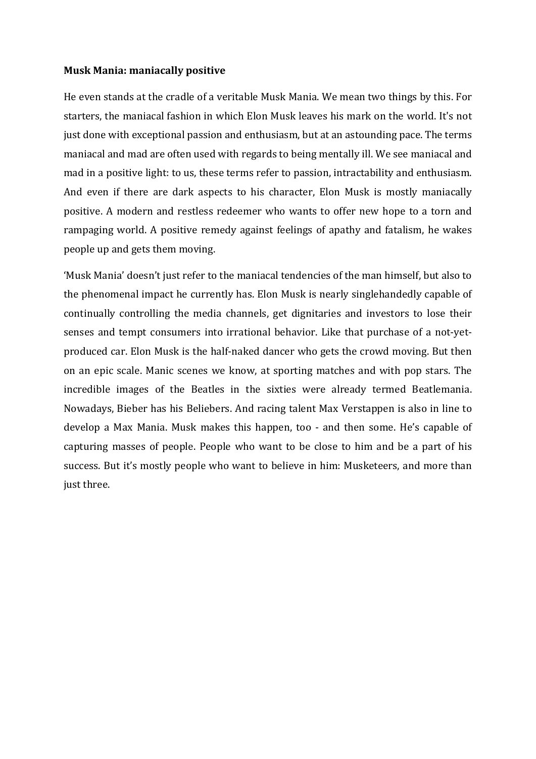**Musk Mania: maniacally positive**

He even stands at the cradle of a veritable Musk Mania. We mean two things by this. For starters, the maniacal fashion in which Elon Musk leaves his mark on the world. It's not just done with exceptional passion and enthusiasm, but at an astounding pace. The terms maniacal and mad are often used with regards to being mentally ill. We see maniacal and mad in a positive light: to us, these terms refer to passion, intractability and enthusiasm. And even if there are dark aspects to his character, Elon Musk is mostly maniacally positive. A modern and restless redeemer who wants to offer new hope to a torn and rampaging world. A positive remedy against feelings of apathy and fatalism, he wakes people up and gets them moving.

'Musk Mania' doesn't just refer to the maniacal tendencies of the man himself, but also to the phenomenal impact he currently has. Elon Musk is nearly singlehandedly capable of continually controlling the media channels, get dignitaries and investors to lose their senses and tempt consumers into irrational behavior. Like that purchase of a not-yet-produced car. Elon Musk is the half-naked dancer who gets the crowd moving. But then on an epic scale. Manic scenes we know, at sporting matches and with pop stars. The incredible images of the Beatles in the sixties were already termed Beatlemania. Nowadays, Bieber has his Beliebers. And racing talent Max Verstappen is also in line to develop a Max Mania. Musk makes this happen, too - and then some. He's capable of capturing masses of people. People who want to be close to him and be a part of his success. But it's mostly people who want to believe in him: Musketeers, and more than just three.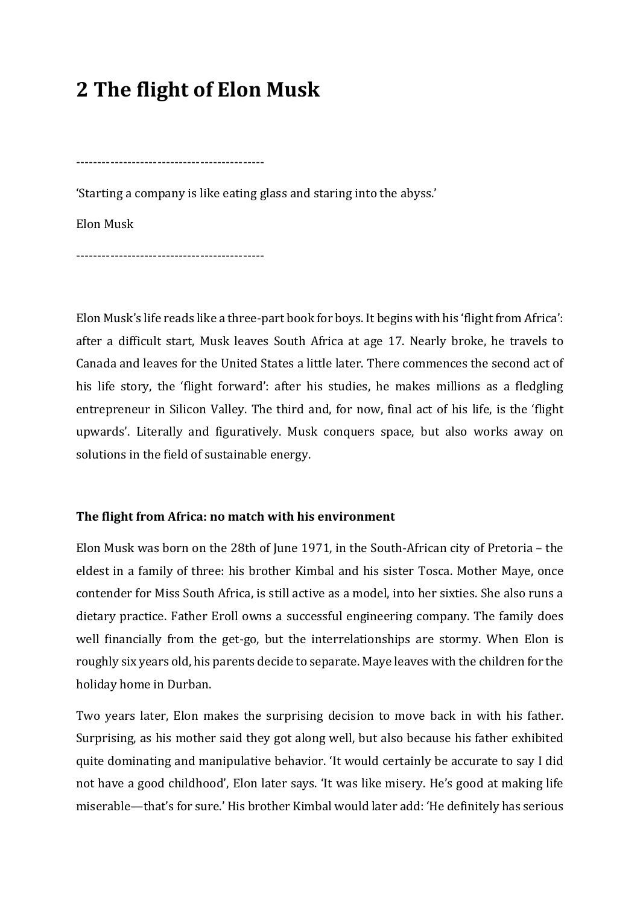# 2 The flight of Elon Musk

--------------------------------------------

'Starting a company is like eating glass and staring into the abyss.'

Elon Musk

--------------------------------------------

Elon Musk's life reads like a three-part book for boys. It begins with his 'flight from Africa': after a difficult start, Musk leaves South Africa at age 17. Nearly broke, he travels to Canada and leaves for the United States a little later. There commences the second act of his life story, the 'flight forward': after his studies, he makes millions as a fledgling entrepreneur in Silicon Valley. The third and, for now, final act of his life, is the 'flight upwards'. Literally and figuratively. Musk conquers space, but also works away on solutions in the field of sustainable energy.

### The flight from Africa: no match with his environment

Elon Musk was born on the 28th of June 1971, in the South-African city of Pretoria – the eldest in a family of three: his brother Kimbal and his sister Tosca. Mother Maye, once contender for Miss South Africa, is still active as a model, into her sixties. She also runs a dietary practice. Father Eroll owns a successful engineering company. The family does well financially from the get-go, but the interrelationships are stormy. When Elon is roughly six years old, his parents decide to separate. Maye leaves with the children for the holiday home in Durban.

Two years later, Elon makes the surprising decision to move back in with his father. Surprising, as his mother said they got along well, but also because his father exhibited quite dominating and manipulative behavior. 'It would certainly be accurate to say I did not have a good childhood', Elon later says. 'It was like misery. He's good at making life miserable—that's for sure.' His brother Kimbal would later add: 'He definitely has serious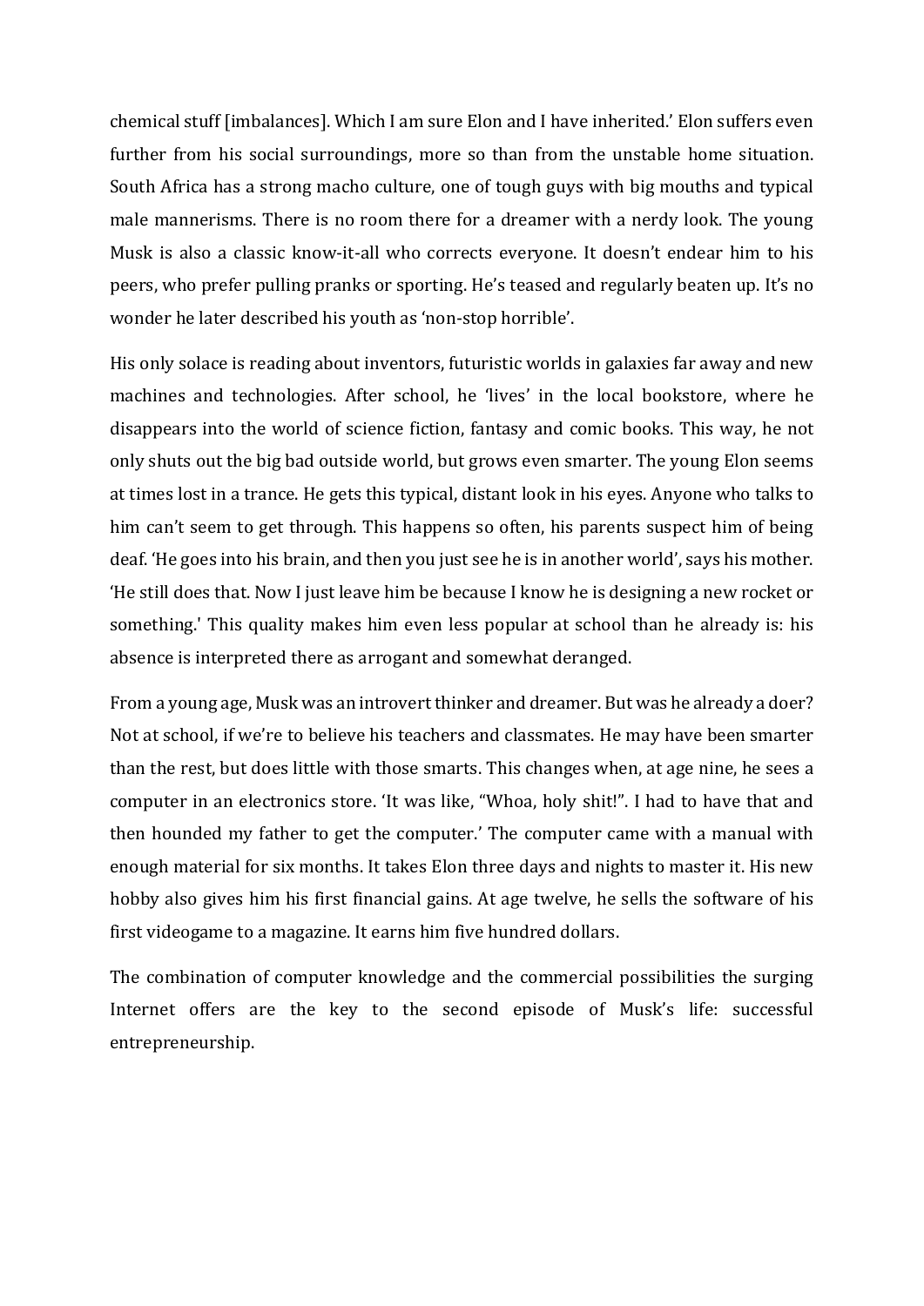chemical stuff [imbalances]. Which I am sure Elon and I have inherited.' Elon suffers even further from his social surroundings, more so than from the unstable home situation. South Africa has a strong macho culture, one of tough guys with big mouths and typical male mannerisms. There is no room there for a dreamer with a nerdy look. The young Musk is also a classic know-it-all who corrects everyone. It doesn't endear him to his peers, who prefer pulling pranks or sporting. He's teased and regularly beaten up. It's no wonder he later described his youth as 'non-stop horrible'.

His only solace is reading about inventors, futuristic worlds in galaxies far away and new machines and technologies. After school, he 'lives' in the local bookstore, where he disappears into the world of science fiction, fantasy and comic books. This way, he not only shuts out the big bad outside world, but grows even smarter. The young Elon seems at times lost in a trance. He gets this typical, distant look in his eyes. Anyone who talks to him can't seem to get through. This happens so often, his parents suspect him of being deaf. 'He goes into his brain, and then you just see he is in another world', says his mother. 'He still does that. Now I just leave him be because I know he is designing a new rocket or something.' This quality makes him even less popular at school than he already is: his absence is interpreted there as arrogant and somewhat deranged.

From a young age, Musk was an introvert thinker and dreamer. But was he already a doer? Not at school, if we're to believe his teachers and classmates. He may have been smarter than the rest, but does little with those smarts. This changes when, at age nine, he sees a computer in an electronics store. 'It was like, "Whoa, holy shit!". I had to have that and then hounded my father to get the computer.' The computer came with a manual with enough material for six months. It takes Elon three days and nights to master it. His new hobby also gives him his first financial gains. At age twelve, he sells the software of his first videogame to a magazine. It earns him five hundred dollars.

The combination of computer knowledge and the commercial possibilities the surging Internet offers are the key to the second episode of Musk's life: successful entrepreneurship.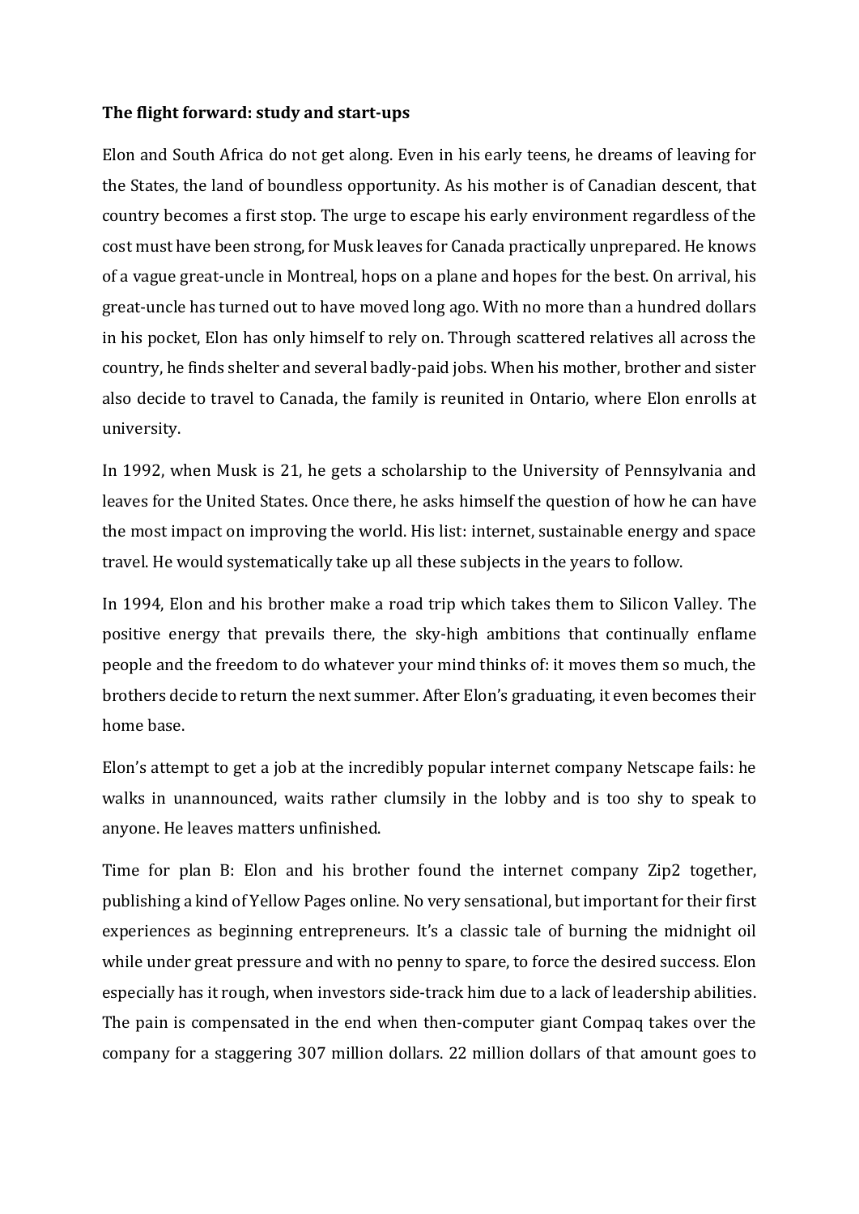**The flight forward: study and start-ups**

Elon and South Africa do not get along. Even in his early teens, he dreams of leaving for the States, the land of boundless opportunity. As his mother is of Canadian descent, that country becomes a first stop. The urge to escape his early environment regardless of the cost must have been strong, for Musk leaves for Canada practically unprepared. He knows of a vague great-uncle in Montreal, hops on a plane and hopes for the best. On arrival, his great-uncle has turned out to have moved long ago. With no more than a hundred dollars in his pocket, Elon has only himself to rely on. Through scattered relatives all across the country, he finds shelter and several badly-paid jobs. When his mother, brother and sister also decide to travel to Canada, the family is reunited in Ontario, where Elon enrolls at university.

In 1992, when Musk is 21, he gets a scholarship to the University of Pennsylvania and leaves for the United States. Once there, he asks himself the question of how he can have the most impact on improving the world. His list: internet, sustainable energy and space travel. He would systematically take up all these subjects in the years to follow.

In 1994, Elon and his brother make a road trip which takes them to Silicon Valley. The positive energy that prevails there, the sky-high ambitions that continually enflame people and the freedom to do whatever your mind thinks of: it moves them so much, the brothers decide to return the next summer. After Elon's graduating, it even becomes their home base.

Elon's attempt to get a job at the incredibly popular internet company Netscape fails: he walks in unannounced, waits rather clumsily in the lobby and is too shy to speak to anyone. He leaves matters unfinished.

Time for plan B: Elon and his brother found the internet company Zip2 together, publishing a kind of Yellow Pages online. No very sensational, but important for their first experiences as beginning entrepreneurs. It's a classic tale of burning the midnight oil while under great pressure and with no penny to spare, to force the desired success. Elon especially has it rough, when investors side-track him due to a lack of leadership abilities. The pain is compensated in the end when then-computer giant Compaq takes over the company for a staggering 307 million dollars. 22 million dollars of that amount goes to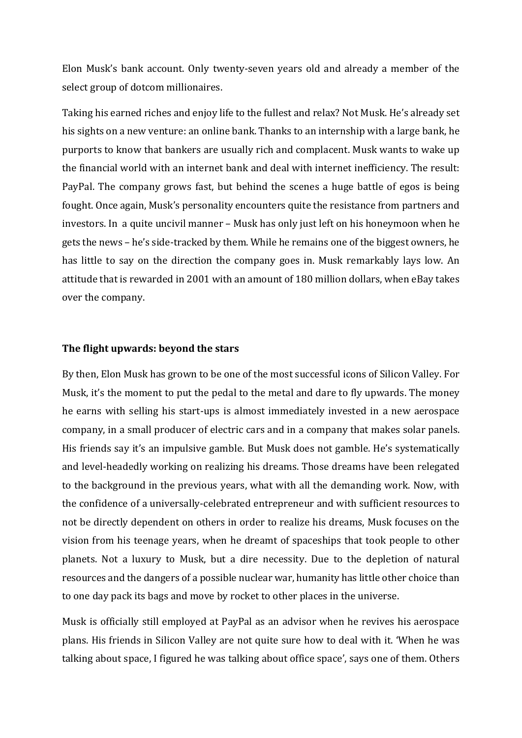Elon Musk's bank account. Only twenty-seven years old and already a member of the select group of dotcom millionaires.

Taking his earned riches and enjoy life to the fullest and relax? Not Musk. He's already set his sights on a new venture: an online bank. Thanks to an internship with a large bank, he purports to know that bankers are usually rich and complacent. Musk wants to wake up the financial world with an internet bank and deal with internet inefficiency. The result: PayPal. The company grows fast, but behind the scenes a huge battle of egos is being fought. Once again, Musk's personality encounters quite the resistance from partners and investors. In a quite uncivil manner – Musk has only just left on his honeymoon when he gets the news – he's side-tracked by them. While he remains one of the biggest owners, he has little to say on the direction the company goes in. Musk remarkably lays low. An attitude that is rewarded in 2001 with an amount of 180 million dollars, when eBay takes over the company.

### The flight upwards: beyond the stars

By then, Elon Musk has grown to be one of the most successful icons of Silicon Valley. For Musk, it's the moment to put the pedal to the metal and dare to fly upwards. The money he earns with selling his start-ups is almost immediately invested in a new aerospace company, in a small producer of electric cars and in a company that makes solar panels. His friends say it's an impulsive gamble. But Musk does not gamble. He's systematically and level-headedly working on realizing his dreams. Those dreams have been relegated to the background in the previous years, what with all the demanding work. Now, with the confidence of a universally-celebrated entrepreneur and with sufficient resources to not be directly dependent on others in order to realize his dreams, Musk focuses on the vision from his teenage years, when he dreamt of spaceships that took people to other planets. Not a luxury to Musk, but a dire necessity. Due to the depletion of natural resources and the dangers of a possible nuclear war, humanity has little other choice than to one day pack its bags and move by rocket to other places in the universe.

Musk is officially still employed at PayPal as an advisor when he revives his aerospace plans. His friends in Silicon Valley are not quite sure how to deal with it. 'When he was talking about space, I figured he was talking about office space', says one of them. Others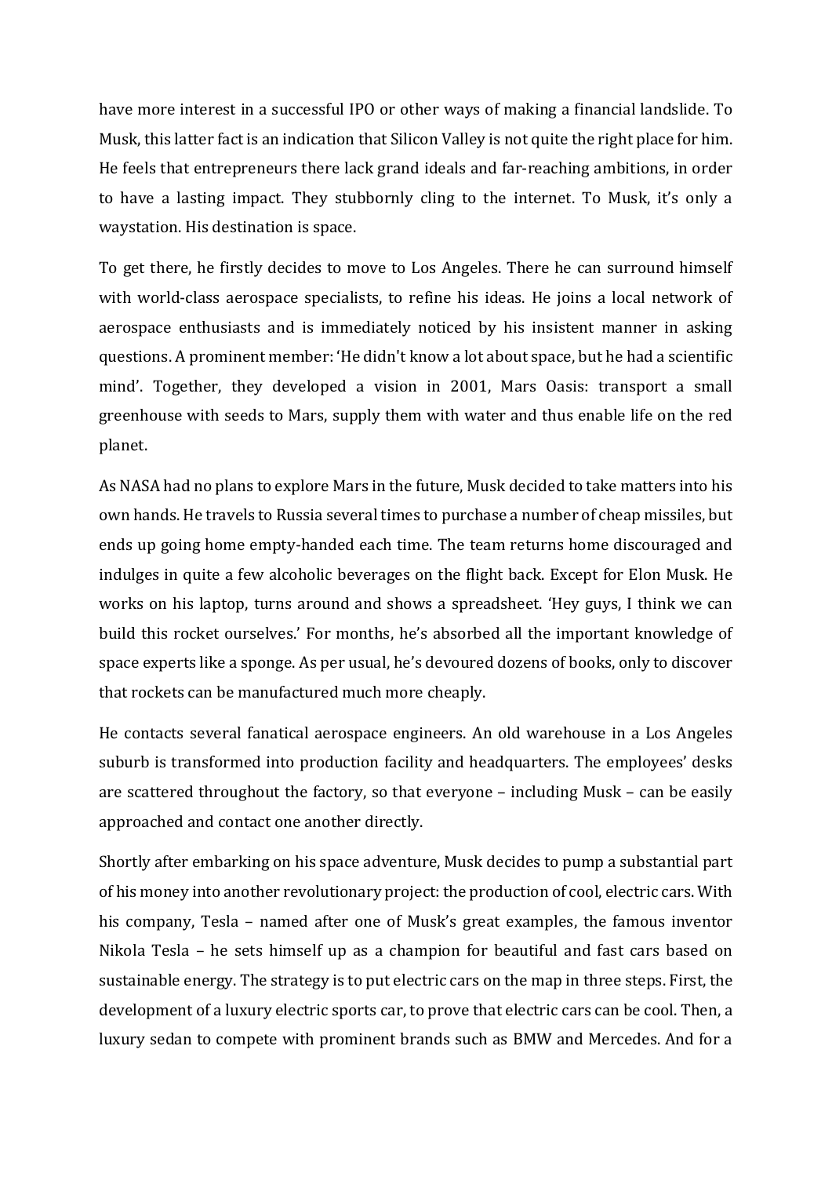have more interest in a successful IPO or other ways of making a financial landslide. To Musk, this latter fact is an indication that Silicon Valley is not quite the right place for him. He feels that entrepreneurs there lack grand ideals and far-reaching ambitions, in order to have a lasting impact. They stubbornly cling to the internet. To Musk, it's only a waystation. His destination is space.

To get there, he firstly decides to move to Los Angeles. There he can surround himself with world-class aerospace specialists, to refine his ideas. He joins a local network of aerospace enthusiasts and is immediately noticed by his insistent manner in asking questions. A prominent member: 'He didn't know a lot about space, but he had a scientific mind'. Together, they developed a vision in 2001, Mars Oasis: transport a small greenhouse with seeds to Mars, supply them with water and thus enable life on the red planet.

As NASA had no plans to explore Mars in the future, Musk decided to take matters into his own hands. He travels to Russia several times to purchase a number of cheap missiles, but ends up going home empty-handed each time. The team returns home discouraged and indulges in quite a few alcoholic beverages on the flight back. Except for Elon Musk. He works on his laptop, turns around and shows a spreadsheet. 'Hey guys, I think we can build this rocket ourselves.' For months, he's absorbed all the important knowledge of space experts like a sponge. As per usual, he's devoured dozens of books, only to discover that rockets can be manufactured much more cheaply.

He contacts several fanatical aerospace engineers. An old warehouse in a Los Angeles suburb is transformed into production facility and headquarters. The employees' desks are scattered throughout the factory, so that everyone – including Musk – can be easily approached and contact one another directly.

Shortly after embarking on his space adventure, Musk decides to pump a substantial part of his money into another revolutionary project: the production of cool, electric cars. With his company, Tesla – named after one of Musk's great examples, the famous inventor Nikola Tesla – he sets himself up as a champion for beautiful and fast cars based on sustainable energy. The strategy is to put electric cars on the map in three steps. First, the development of a luxury electric sports car, to prove that electric cars can be cool. Then, a luxury sedan to compete with prominent brands such as BMW and Mercedes. And for a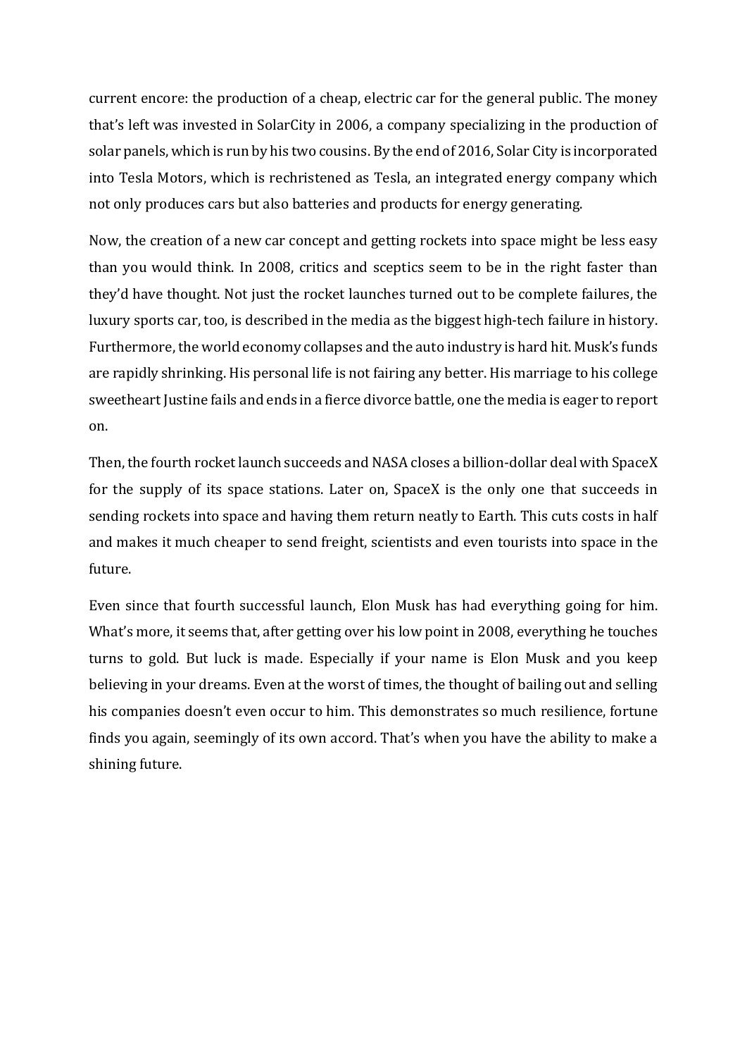current encore: the production of a cheap, electric car for the general public. The money that's left was invested in SolarCity in 2006, a company specializing in the production of solar panels, which is run by his two cousins. By the end of 2016, Solar City is incorporated into Tesla Motors, which is rechristened as Tesla, an integrated energy company which not only produces cars but also batteries and products for energy generating.

Now, the creation of a new car concept and getting rockets into space might be less easy than you would think. In 2008, critics and sceptics seem to be in the right faster than they'd have thought. Not just the rocket launches turned out to be complete failures, the luxury sports car, too, is described in the media as the biggest high-tech failure in history. Furthermore, the world economy collapses and the auto industry is hard hit. Musk's funds are rapidly shrinking. His personal life is not fairing any better. His marriage to his college sweetheart Justine fails and ends in a fierce divorce battle, one the media is eager to report on.

Then, the fourth rocket launch succeeds and NASA closes a billion-dollar deal with SpaceX for the supply of its space stations. Later on, SpaceX is the only one that succeeds in sending rockets into space and having them return neatly to Earth. This cuts costs in half and makes it much cheaper to send freight, scientists and even tourists into space in the future.

Even since that fourth successful launch, Elon Musk has had everything going for him. What's more, it seems that, after getting over his low point in 2008, everything he touches turns to gold. But luck is made. Especially if your name is Elon Musk and you keep believing in your dreams. Even at the worst of times, the thought of bailing out and selling his companies doesn't even occur to him. This demonstrates so much resilience, fortune finds you again, seemingly of its own accord. That's when you have the ability to make a shining future.